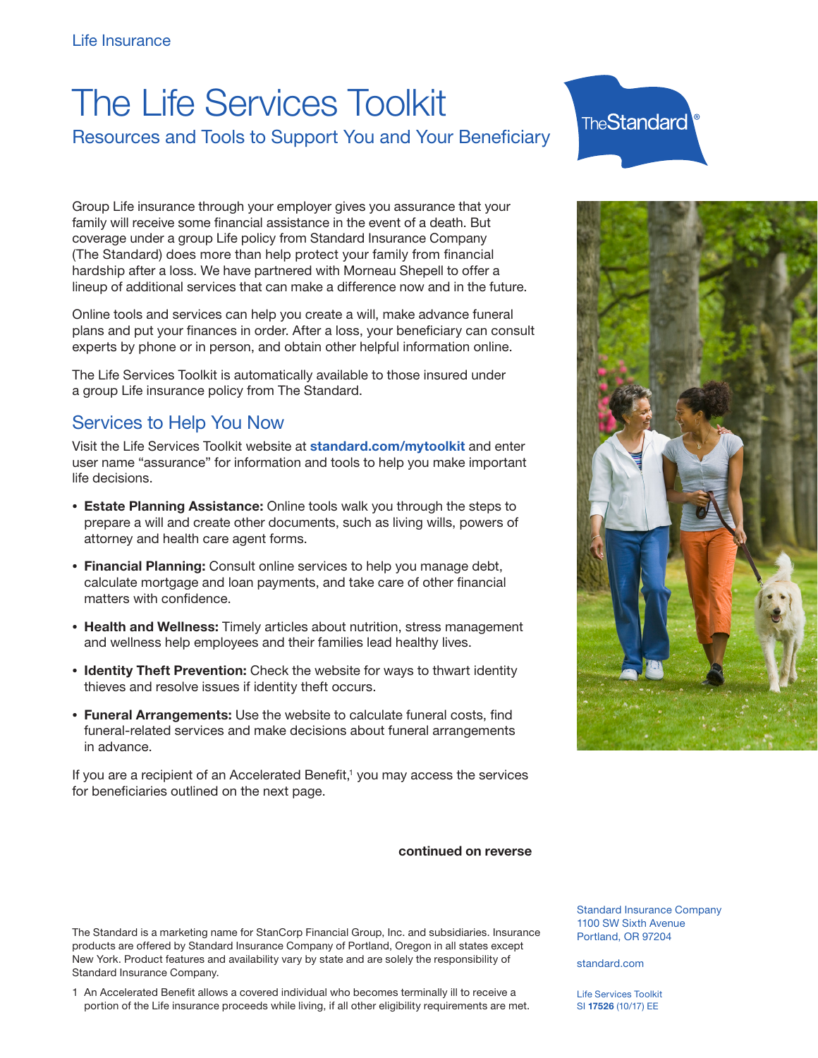Life Insurance

# The Life Services Toolkit

## Resources and Tools to Support You and Your Beneficiary

Group Life insurance through your employer gives you assurance that your family will receive some financial assistance in the event of a death. But coverage under a group Life policy from Standard Insurance Company (The Standard) does more than help protect your family from financial hardship after a loss. We have partnered with Morneau Shepell to offer a lineup of additional services that can make a difference now and in the future.

Online tools and services can help you create a will, make advance funeral plans and put your finances in order. After a loss, your beneficiary can consult experts by phone or in person, and obtain other helpful information online.

The Life Services Toolkit is automatically available to those insured under a group Life insurance policy from The Standard.

## Services to Help You Now

Visit the Life Services Toolkit website at **standard.com/mytoolkit** and enter user name "assurance" for information and tools to help you make important life decisions.

- **Estate Planning Assistance:** Online tools walk you through the steps to prepare a will and create other documents, such as living wills, powers of attorney and health care agent forms.
- **Financial Planning:** Consult online services to help you manage debt, calculate mortgage and loan payments, and take care of other financial matters with confidence.
- **Health and Wellness:** Timely articles about nutrition, stress management and wellness help employees and their families lead healthy lives.
- **Identity Theft Prevention:** Check the website for ways to thwart identity thieves and resolve issues if identity theft occurs.
- **Funeral Arrangements:** Use the website to calculate funeral costs, find funeral-related services and make decisions about funeral arrangements in advance.

If you are a recipient of an Accelerated Benefit,[1] you may access the services for beneficiaries outlined on the next page.

**continued on reverse**

The Standard is a marketing name for StanCorp Financial Group, Inc. and subsidiaries. Insurance products are offered by Standard Insurance Company of Portland, Oregon in all states except New York. Product features and availability vary by state and are solely the responsibility of Standard Insurance Company.

1 An Accelerated Benefit allows a covered individual who becomes terminally ill to receive a portion of the Life insurance proceeds while living, if all other eligibility requirements are met.

Standard Insurance Company
1100 SW Sixth Avenue
Portland, OR 97204

standard.com

Life Services Toolkit
SI **17526** (10/17) EE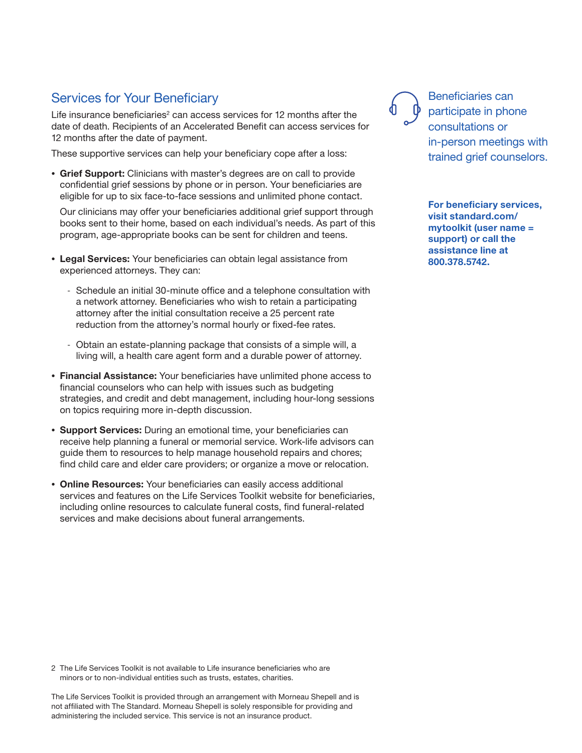## Services for Your Beneficiary

Life insurance beneficiaries[2] can access services for 12 months after the date of death. Recipients of an Accelerated Benefit can access services for 12 months after the date of payment.

These supportive services can help your beneficiary cope after a loss:

- **Grief Support:** Clinicians with master's degrees are on call to provide confidential grief sessions by phone or in person. Your beneficiaries are eligible for up to six face-to-face sessions and unlimited phone contact.

  Our clinicians may offer your beneficiaries additional grief support through books sent to their home, based on each individual's needs. As part of this program, age-appropriate books can be sent for children and teens.

- **Legal Services:** Your beneficiaries can obtain legal assistance from experienced attorneys. They can:
  - Schedule an initial 30-minute office and a telephone consultation with a network attorney. Beneficiaries who wish to retain a participating attorney after the initial consultation receive a 25 percent rate reduction from the attorney's normal hourly or fixed-fee rates.
  - Obtain an estate-planning package that consists of a simple will, a living will, a health care agent form and a durable power of attorney.

- **Financial Assistance:** Your beneficiaries have unlimited phone access to financial counselors who can help with issues such as budgeting strategies, and credit and debt management, including hour-long sessions on topics requiring more in-depth discussion.

- **Support Services:** During an emotional time, your beneficiaries can receive help planning a funeral or memorial service. Work-life advisors can guide them to resources to help manage household repairs and chores; find child care and elder care providers; or organize a move or relocation.

- **Online Resources:** Your beneficiaries can easily access additional services and features on the Life Services Toolkit website for beneficiaries, including online resources to calculate funeral costs, find funeral-related services and make decisions about funeral arrangements.

Beneficiaries can participate in phone consultations or in-person meetings with trained grief counselors.

**For beneficiary services, visit standard.com/mytoolkit (user name = support) or call the assistance line at 800.378.5742.**

2 The Life Services Toolkit is not available to Life insurance beneficiaries who are minors or to non-individual entities such as trusts, estates, charities.

The Life Services Toolkit is provided through an arrangement with Morneau Shepell and is not affiliated with The Standard. Morneau Shepell is solely responsible for providing and administering the included service. This service is not an insurance product.